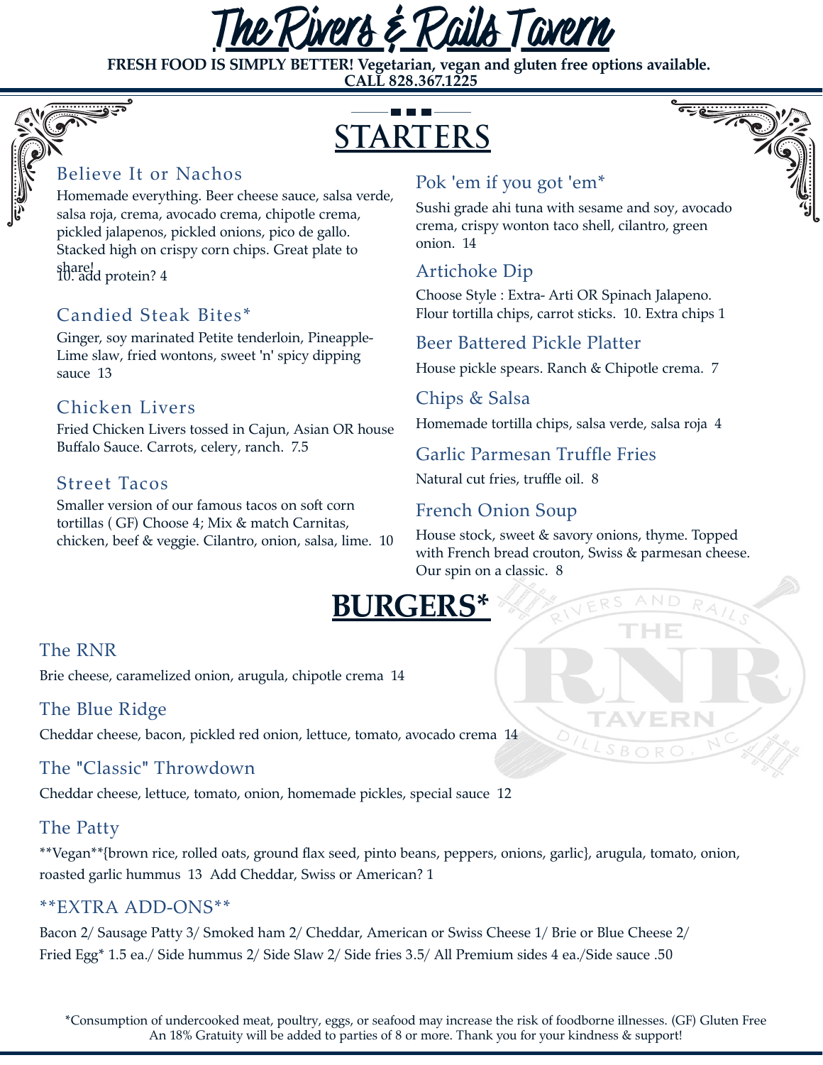# The Rivers & Rails Tavern

**FRESH FOOD IS SIMPLY BETTER! Vegetarian, vegan and gluten free options available.**
**CALL 828.367.1225**

## STARTERS

### Believe It or Nachos

Homemade everything. Beer cheese sauce, salsa verde, salsa roja, crema, avocado crema, chipotle crema, pickled jalapenos, pickled onions, pico de gallo. Stacked high on crispy corn chips. Great plate to share!
10. add protein? 4

### Candied Steak Bites*

Ginger, soy marinated Petite tenderloin, Pineapple-Lime slaw, fried wontons, sweet 'n' spicy dipping sauce 13

### Chicken Livers

Fried Chicken Livers tossed in Cajun, Asian OR house Buffalo Sauce. Carrots, celery, ranch. 7.5

### Street Tacos

Smaller version of our famous tacos on soft corn tortillas ( GF) Choose 4; Mix & match Carnitas, chicken, beef & veggie. Cilantro, onion, salsa, lime. 10

### Pok 'em if you got 'em*

Sushi grade ahi tuna with sesame and soy, avocado crema, crispy wonton taco shell, cilantro, green onion. 14

### Artichoke Dip

Choose Style : Extra- Arti OR Spinach Jalapeno. Flour tortilla chips, carrot sticks. 10. Extra chips 1

### Beer Battered Pickle Platter

House pickle spears. Ranch & Chipotle crema. 7

### Chips & Salsa

Homemade tortilla chips, salsa verde, salsa roja 4

### Garlic Parmesan Truffle Fries

Natural cut fries, truffle oil. 8

### French Onion Soup

House stock, sweet & savory onions, thyme. Topped with French bread crouton, Swiss & parmesan cheese. Our spin on a classic. 8

## BURGERS*

### The RNR

Brie cheese, caramelized onion, arugula, chipotle crema 14

### The Blue Ridge

Cheddar cheese, bacon, pickled red onion, lettuce, tomato, avocado crema 14

### The "Classic" Throwdown

Cheddar cheese, lettuce, tomato, onion, homemade pickles, special sauce 12

### The Patty

**Vegan**{brown rice, rolled oats, ground flax seed, pinto beans, peppers, onions, garlic}, arugula, tomato, onion, roasted garlic hummus 13 Add Cheddar, Swiss or American? 1

### **EXTRA ADD-ONS**

Bacon 2/ Sausage Patty 3/ Smoked ham 2/ Cheddar, American or Swiss Cheese 1/ Brie or Blue Cheese 2/ Fried Egg* 1.5 ea./ Side hummus 2/ Side Slaw 2/ Side fries 3.5/ All Premium sides 4 ea./Side sauce .50

*Consumption of undercooked meat, poultry, eggs, or seafood may increase the risk of foodborne illnesses. (GF) Gluten Free
An 18% Gratuity will be added to parties of 8 or more. Thank you for your kindness & support!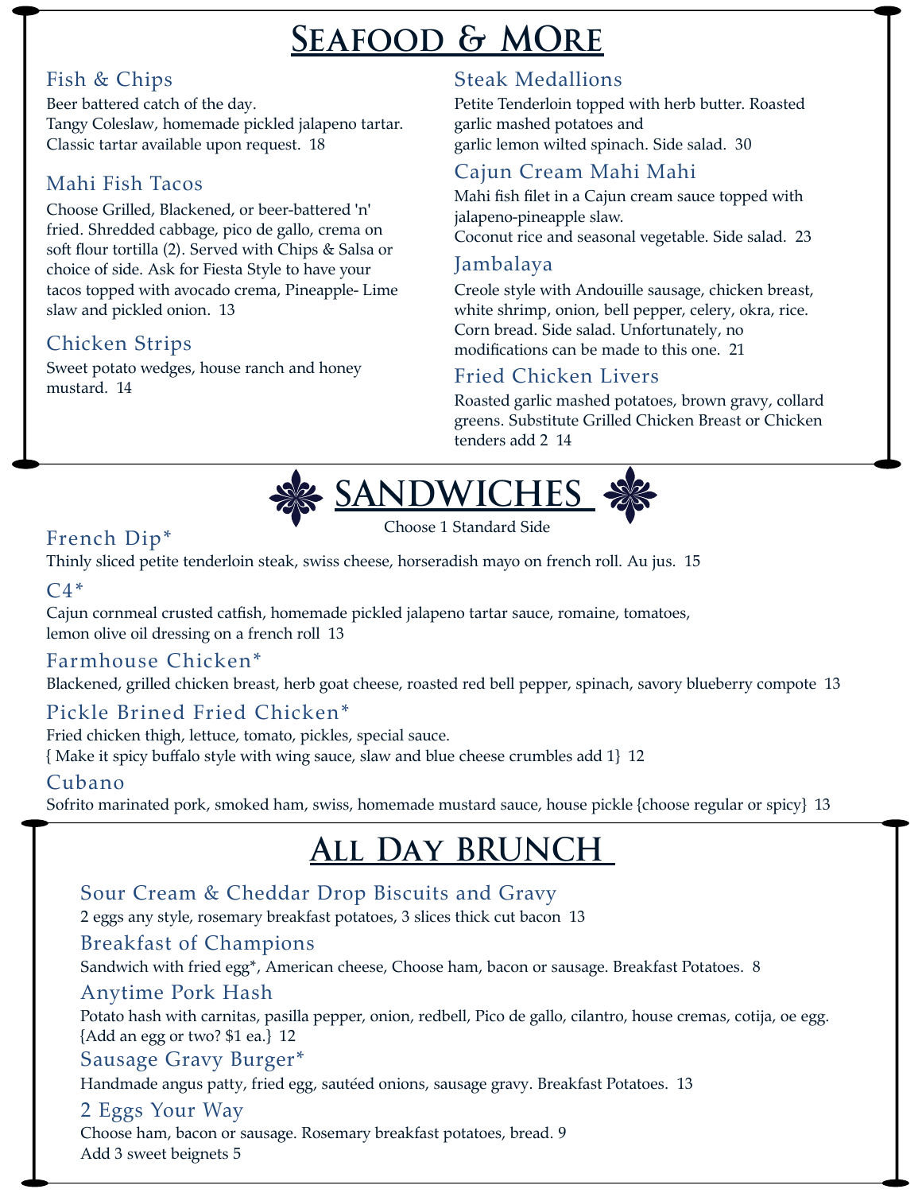# Seafood & MOre

### Fish & Chips

Beer battered catch of the day.
Tangy Coleslaw, homemade pickled jalapeno tartar.
Classic tartar available upon request. 18

### Mahi Fish Tacos

Choose Grilled, Blackened, or beer-battered 'n' fried. Shredded cabbage, pico de gallo, crema on soft flour tortilla (2). Served with Chips & Salsa or choice of side. Ask for Fiesta Style to have your tacos topped with avocado crema, Pineapple- Lime slaw and pickled onion. 13

### Chicken Strips

Sweet potato wedges, house ranch and honey mustard. 14

### Steak Medallions

Petite Tenderloin topped with herb butter. Roasted garlic mashed potatoes and
garlic lemon wilted spinach. Side salad. 30

### Cajun Cream Mahi Mahi

Mahi fish filet in a Cajun cream sauce topped with jalapeno-pineapple slaw.
Coconut rice and seasonal vegetable. Side salad. 23

### Jambalaya

Creole style with Andouille sausage, chicken breast, white shrimp, onion, bell pepper, celery, okra, rice. Corn bread. Side salad. Unfortunately, no modifications can be made to this one. 21

### Fried Chicken Livers

Roasted garlic mashed potatoes, brown gravy, collard greens. Substitute Grilled Chicken Breast or Chicken tenders add 2 14

# SANDWICHES

Choose 1 Standard Side

### French Dip*

Thinly sliced petite tenderloin steak, swiss cheese, horseradish mayo on french roll. Au jus. 15

### C4*

Cajun cornmeal crusted catfish, homemade pickled jalapeno tartar sauce, romaine, tomatoes,
lemon olive oil dressing on a french roll 13

### Farmhouse Chicken*

Blackened, grilled chicken breast, herb goat cheese, roasted red bell pepper, spinach, savory blueberry compote 13

### Pickle Brined Fried Chicken*

Fried chicken thigh, lettuce, tomato, pickles, special sauce.
{ Make it spicy buffalo style with wing sauce, slaw and blue cheese crumbles add 1} 12

### Cubano

Sofrito marinated pork, smoked ham, swiss, homemade mustard sauce, house pickle {choose regular or spicy} 13

# All Day BRUNCH

### Sour Cream & Cheddar Drop Biscuits and Gravy

2 eggs any style, rosemary breakfast potatoes, 3 slices thick cut bacon 13

### Breakfast of Champions

Sandwich with fried egg*, American cheese, Choose ham, bacon or sausage. Breakfast Potatoes. 8

### Anytime Pork Hash

Potato hash with carnitas, pasilla pepper, onion, redbell, Pico de gallo, cilantro, house cremas, cotija, oe egg.
{Add an egg or two? $1 ea.} 12

### Sausage Gravy Burger*

Handmade angus patty, fried egg, sautéed onions, sausage gravy. Breakfast Potatoes. 13

### 2 Eggs Your Way

Choose ham, bacon or sausage. Rosemary breakfast potatoes, bread. 9
Add 3 sweet beignets 5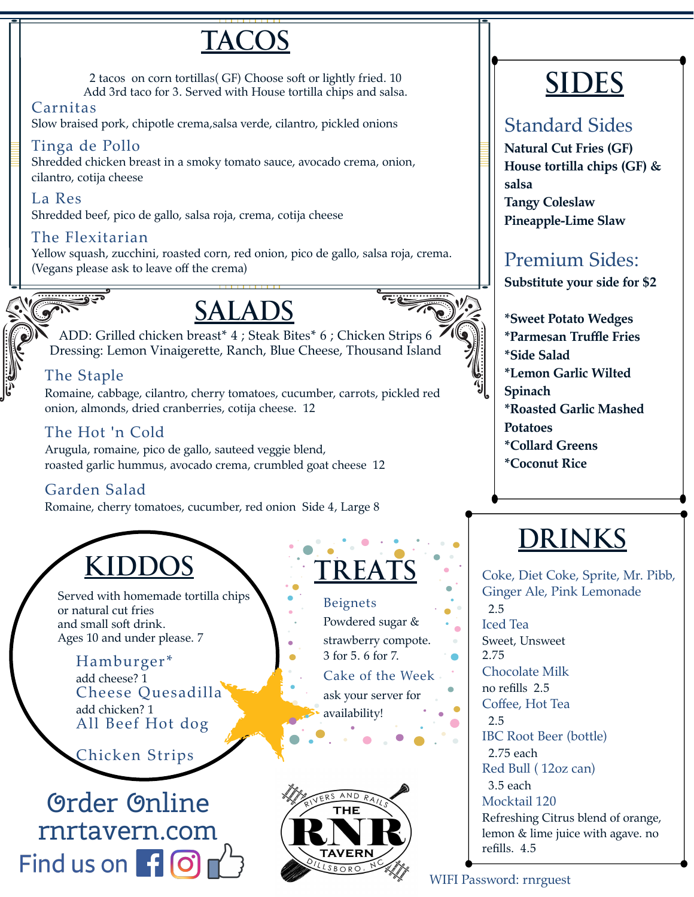# TACOS

2 tacos on corn tortillas( GF) Choose soft or lightly fried. 10
Add 3rd taco for 3. Served with House tortilla chips and salsa.

### Carnitas
Slow braised pork, chipotle crema,salsa verde, cilantro, pickled onions

### Tinga de Pollo
Shredded chicken breast in a smoky tomato sauce, avocado crema, onion, cilantro, cotija cheese

### La Res
Shredded beef, pico de gallo, salsa roja, crema, cotija cheese

### The Flexitarian
Yellow squash, zucchini, roasted corn, red onion, pico de gallo, salsa roja, crema. (Vegans please ask to leave off the crema)

# SALADS

ADD: Grilled chicken breast* 4 ; Steak Bites* 6 ; Chicken Strips 6
Dressing: Lemon Vinaigerette, Ranch, Blue Cheese, Thousand Island

### The Staple
Romaine, cabbage, cilantro, cherry tomatoes, cucumber, carrots, pickled red onion, almonds, dried cranberries, cotija cheese. 12

### The Hot 'n Cold
Arugula, romaine, pico de gallo, sauteed veggie blend, roasted garlic hummus, avocado crema, crumbled goat cheese 12

### Garden Salad
Romaine, cherry tomatoes, cucumber, red onion Side 4, Large 8

# KIDDOS

Served with homemade tortilla chips or natural cut fries and small soft drink.
Ages 10 and under please. 7

### Hamburger*
add cheese? 1

### Cheese Quesadilla
add chicken? 1

### All Beef Hot dog

### Chicken Strips

# TREATS

### Beignets
Powdered sugar & strawberry compote.
3 for 5. 6 for 7.

### Cake of the Week
ask your server for availability!

Order Online
rnrtavern.com
Find us on

RIVERS AND RAILS
THE RNR TAVERN
DILLSBORO, NC

# SIDES

## Standard Sides
**Natural Cut Fries (GF)**
**House tortilla chips (GF) & salsa**
**Tangy Coleslaw**
**Pineapple-Lime Slaw**

## Premium Sides:
**Substitute your side for $2**

**\*Sweet Potato Wedges**
**\*Parmesan Truffle Fries**
**\*Side Salad**
**\*Lemon Garlic Wilted Spinach**
**\*Roasted Garlic Mashed Potatoes**
**\*Collard Greens**
**\*Coconut Rice**

# DRINKS

Coke, Diet Coke, Sprite, Mr. Pibb, Ginger Ale, Pink Lemonade
2.5

Iced Tea
Sweet, Unsweet
2.75

Chocolate Milk
no refills 2.5

Coffee, Hot Tea
2.5

IBC Root Beer (bottle)
2.75 each

Red Bull ( 12oz can)
3.5 each

Mocktail 120
Refreshing Citrus blend of orange, lemon & lime juice with agave. no refills. 4.5

WIFI Password: rnrguest